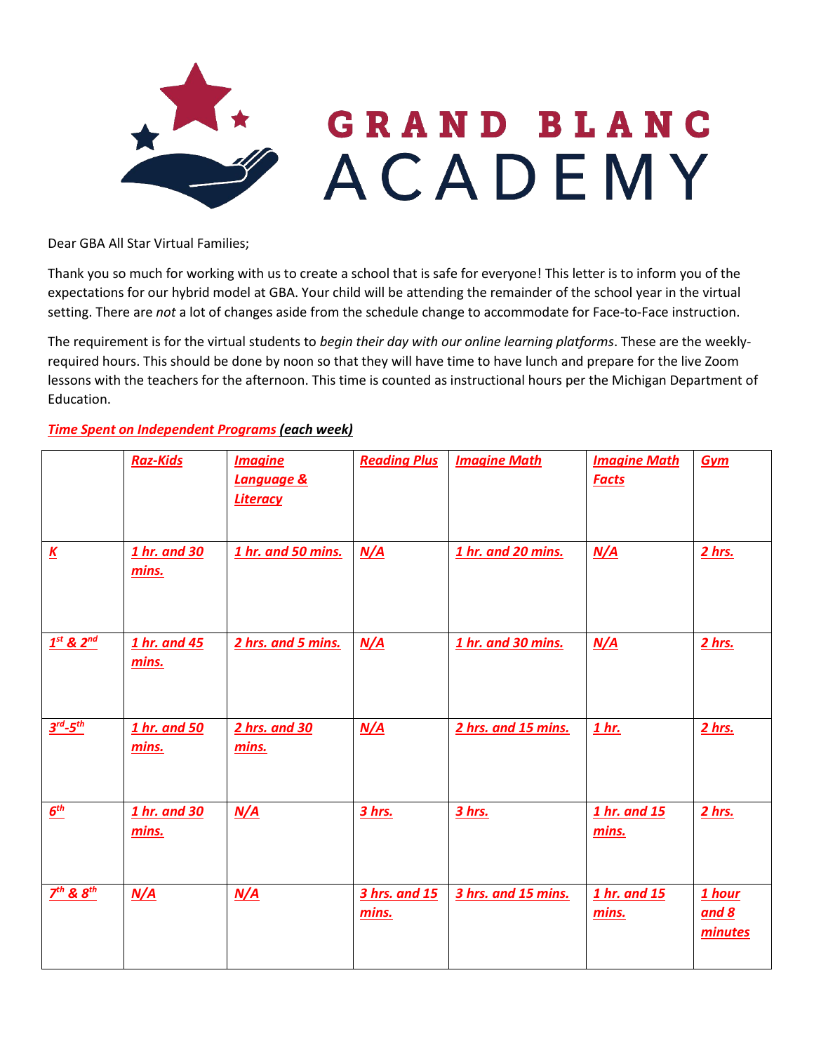# GRAND BLANC ACADEMY

Dear GBA All Star Virtual Families;

Thank you so much for working with us to create a school that is safe for everyone! This letter is to inform you of the expectations for our hybrid model at GBA. Your child will be attending the remainder of the school year in the virtual setting. There are *not* a lot of changes aside from the schedule change to accommodate for Face-to-Face instruction.

The requirement is for the virtual students to *begin their day with our online learning platforms*. These are the weekly-required hours. This should be done by noon so that they will have time to have lunch and prepare for the live Zoom lessons with the teachers for the afternoon. This time is counted as instructional hours per the Michigan Department of Education.

***Time Spent on Independent Programs (each week)***

| | Raz-Kids | Imagine Language & Literacy | Reading Plus | Imagine Math | Imagine Math Facts | Gym |
|---|---|---|---|---|---|---|
| K | 1 hr. and 30 mins. | 1 hr. and 50 mins. | N/A | 1 hr. and 20 mins. | N/A | 2 hrs. |
| 1st & 2nd | 1 hr. and 45 mins. | 2 hrs. and 5 mins. | N/A | 1 hr. and 30 mins. | N/A | 2 hrs. |
| 3rd-5th | 1 hr. and 50 mins. | 2 hrs. and 30 mins. | N/A | 2 hrs. and 15 mins. | 1 hr. | 2 hrs. |
| 6th | 1 hr. and 30 mins. | N/A | 3 hrs. | 3 hrs. | 1 hr. and 15 mins. | 2 hrs. |
| 7th & 8th | N/A | N/A | 3 hrs. and 15 mins. | 3 hrs. and 15 mins. | 1 hr. and 15 mins. | 1 hour and 8 minutes |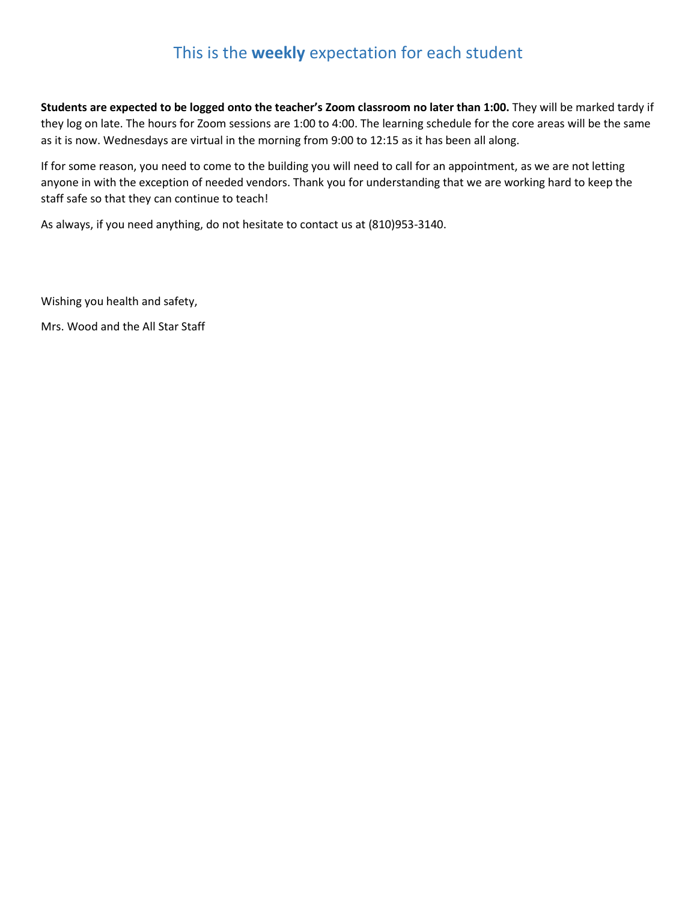## This is the **weekly** expectation for each student

**Students are expected to be logged onto the teacher's Zoom classroom no later than 1:00.** They will be marked tardy if they log on late. The hours for Zoom sessions are 1:00 to 4:00. The learning schedule for the core areas will be the same as it is now. Wednesdays are virtual in the morning from 9:00 to 12:15 as it has been all along.

If for some reason, you need to come to the building you will need to call for an appointment, as we are not letting anyone in with the exception of needed vendors. Thank you for understanding that we are working hard to keep the staff safe so that they can continue to teach!

As always, if you need anything, do not hesitate to contact us at (810)953-3140.

Wishing you health and safety,

Mrs. Wood and the All Star Staff